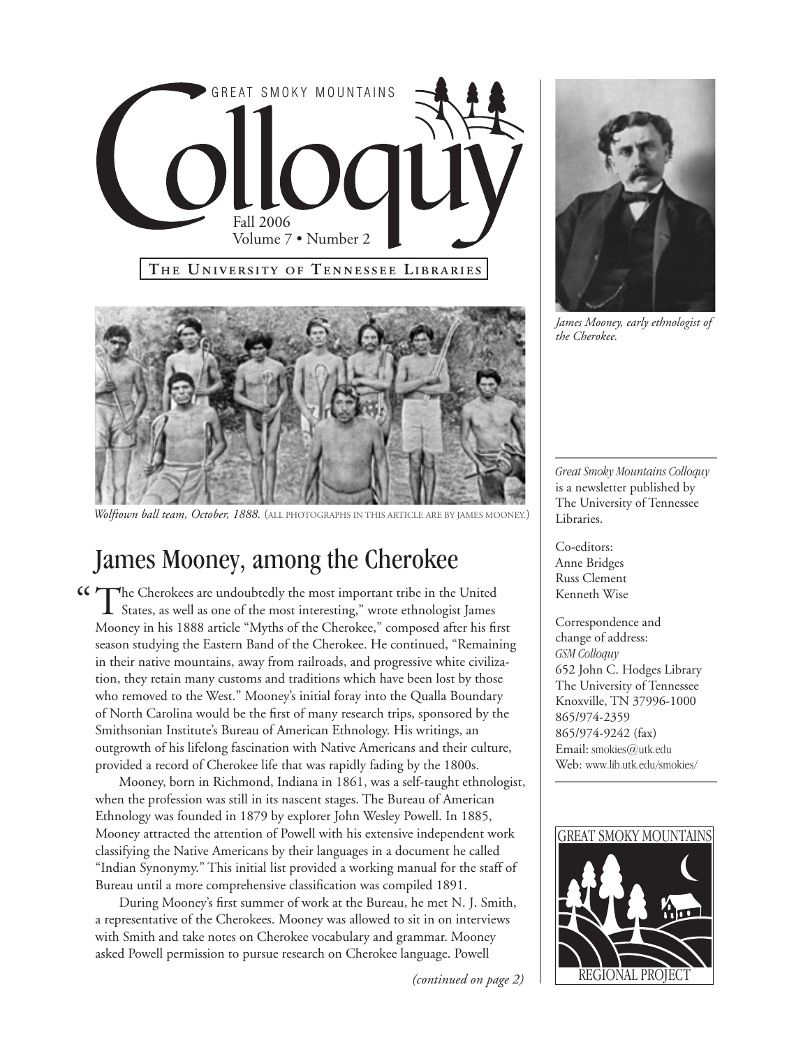# Great Smoky Mountains Colloquy

Fall 2006
Volume 7 • Number 2

**The University of Tennessee Libraries**

*Wolftown ball team, October, 1888.* (ALL PHOTOGRAPHS IN THIS ARTICLE ARE BY JAMES MOONEY.)

## James Mooney, among the Cherokee

"The Cherokees are undoubtedly the most important tribe in the United States, as well as one of the most interesting," wrote ethnologist James Mooney in his 1888 article "Myths of the Cherokee," composed after his first season studying the Eastern Band of the Cherokee. He continued, "Remaining in their native mountains, away from railroads, and progressive white civilization, they retain many customs and traditions which have been lost by those who removed to the West." Mooney's initial foray into the Qualla Boundary of North Carolina would be the first of many research trips, sponsored by the Smithsonian Institute's Bureau of American Ethnology. His writings, an outgrowth of his lifelong fascination with Native Americans and their culture, provided a record of Cherokee life that was rapidly fading by the 1800s.

Mooney, born in Richmond, Indiana in 1861, was a self-taught ethnologist, when the profession was still in its nascent stages. The Bureau of American Ethnology was founded in 1879 by explorer John Wesley Powell. In 1885, Mooney attracted the attention of Powell with his extensive independent work classifying the Native Americans by their languages in a document he called "Indian Synonymy." This initial list provided a working manual for the staff of Bureau until a more comprehensive classification was compiled 1891.

During Mooney's first summer of work at the Bureau, he met N. J. Smith, a representative of the Cherokees. Mooney was allowed to sit in on interviews with Smith and take notes on Cherokee vocabulary and grammar. Mooney asked Powell permission to pursue research on Cherokee language. Powell

*(continued on page 2)*

*James Mooney, early ethnologist of the Cherokee.*

*Great Smoky Mountains Colloquy* is a newsletter published by The University of Tennessee Libraries.

Co-editors:
Anne Bridges
Russ Clement
Kenneth Wise

Correspondence and change of address:
*GSM Colloquy*
652 John C. Hodges Library
The University of Tennessee
Knoxville, TN 37996-1000
865/974-2359
865/974-9242 (fax)
Email: smokies@utk.edu
Web: www.lib.utk.edu/smokies/

GREAT SMOKY MOUNTAINS REGIONAL PROJECT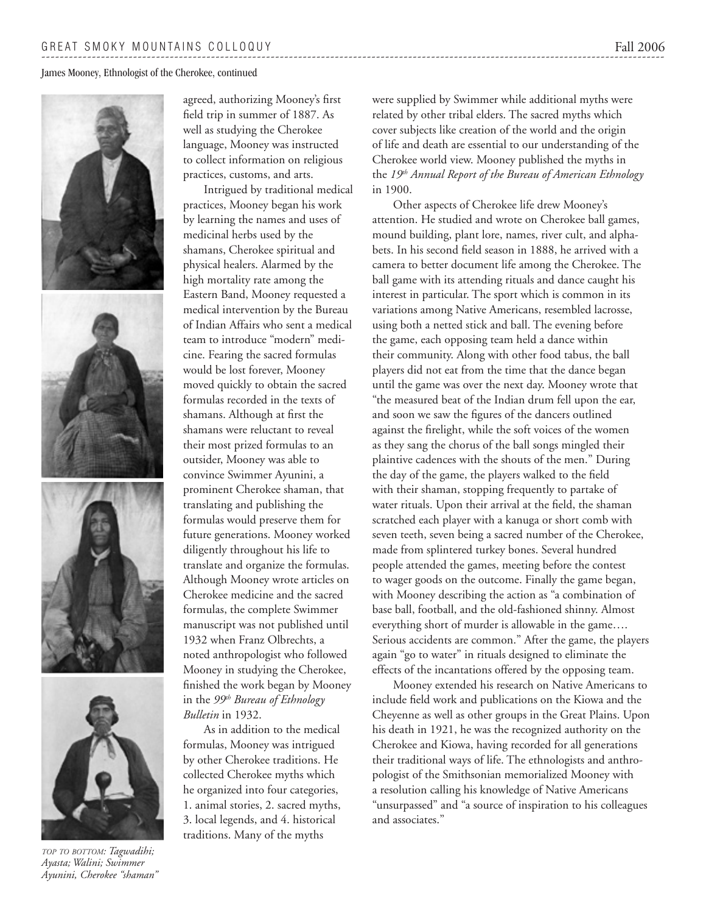James Mooney, Ethnologist of the Cherokee, continued

agreed, authorizing Mooney's first field trip in summer of 1887. As well as studying the Cherokee language, Mooney was instructed to collect information on religious practices, customs, and arts.

Intrigued by traditional medical practices, Mooney began his work by learning the names and uses of medicinal herbs used by the shamans, Cherokee spiritual and physical healers. Alarmed by the high mortality rate among the Eastern Band, Mooney requested a medical intervention by the Bureau of Indian Affairs who sent a medical team to introduce "modern" medicine. Fearing the sacred formulas would be lost forever, Mooney moved quickly to obtain the sacred formulas recorded in the texts of shamans. Although at first the shamans were reluctant to reveal their most prized formulas to an outsider, Mooney was able to convince Swimmer Ayunini, a prominent Cherokee shaman, that translating and publishing the formulas would preserve them for future generations. Mooney worked diligently throughout his life to translate and organize the formulas. Although Mooney wrote articles on Cherokee medicine and the sacred formulas, the complete Swimmer manuscript was not published until 1932 when Franz Olbrechts, a noted anthropologist who followed Mooney in studying the Cherokee, finished the work began by Mooney in the *99th Bureau of Ethnology Bulletin* in 1932.

As in addition to the medical formulas, Mooney was intrigued by other Cherokee traditions. He collected Cherokee myths which he organized into four categories, 1. animal stories, 2. sacred myths, 3. local legends, and 4. historical traditions. Many of the myths were supplied by Swimmer while additional myths were related by other tribal elders. The sacred myths which cover subjects like creation of the world and the origin of life and death are essential to our understanding of the Cherokee world view. Mooney published the myths in the *19th Annual Report of the Bureau of American Ethnology* in 1900.

Other aspects of Cherokee life drew Mooney's attention. He studied and wrote on Cherokee ball games, mound building, plant lore, names, river cult, and alphabets. In his second field season in 1888, he arrived with a camera to better document life among the Cherokee. The ball game with its attending rituals and dance caught his interest in particular. The sport which is common in its variations among Native Americans, resembled lacrosse, using both a netted stick and ball. The evening before the game, each opposing team held a dance within their community. Along with other food tabus, the ball players did not eat from the time that the dance began until the game was over the next day. Mooney wrote that "the measured beat of the Indian drum fell upon the ear, and soon we saw the figures of the dancers outlined against the firelight, while the soft voices of the women as they sang the chorus of the ball songs mingled their plaintive cadences with the shouts of the men." During the day of the game, the players walked to the field with their shaman, stopping frequently to partake of water rituals. Upon their arrival at the field, the shaman scratched each player with a kanuga or short comb with seven teeth, seven being a sacred number of the Cherokee, made from splintered turkey bones. Several hundred people attended the games, meeting before the contest to wager goods on the outcome. Finally the game began, with Mooney describing the action as "a combination of base ball, football, and the old-fashioned shinny. Almost everything short of murder is allowable in the game…. Serious accidents are common." After the game, the players again "go to water" in rituals designed to eliminate the effects of the incantations offered by the opposing team.

Mooney extended his research on Native Americans to include field work and publications on the Kiowa and the Cheyenne as well as other groups in the Great Plains. Upon his death in 1921, he was the recognized authority on the Cherokee and Kiowa, having recorded for all generations their traditional ways of life. The ethnologists and anthropologist of the Smithsonian memorialized Mooney with a resolution calling his knowledge of Native Americans "unsurpassed" and "a source of inspiration to his colleagues and associates."

TOP TO BOTTOM: *Tagwadihi; Ayasta; Walini; Swimmer Ayunini, Cherokee "shaman"*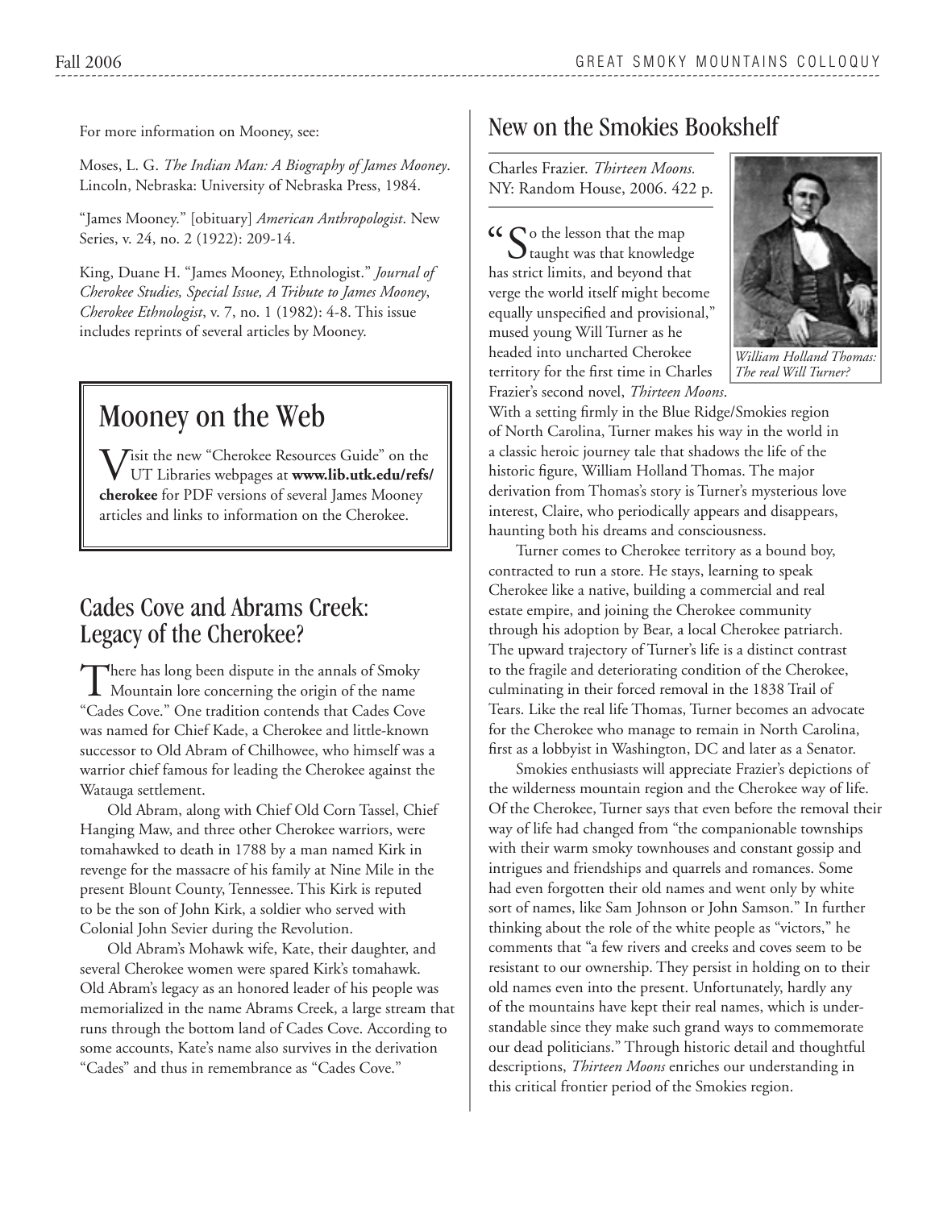For more information on Mooney, see:

Moses, L. G. *The Indian Man: A Biography of James Mooney*. Lincoln, Nebraska: University of Nebraska Press, 1984.

"James Mooney." [obituary] *American Anthropologist*. New Series, v. 24, no. 2 (1922): 209-14.

King, Duane H. "James Mooney, Ethnologist." *Journal of Cherokee Studies, Special Issue, A Tribute to James Mooney, Cherokee Ethnologist*, v. 7, no. 1 (1982): 4-8. This issue includes reprints of several articles by Mooney.

## Mooney on the Web

Visit the new "Cherokee Resources Guide" on the UT Libraries webpages at **www.lib.utk.edu/refs/cherokee** for PDF versions of several James Mooney articles and links to information on the Cherokee.

## Cades Cove and Abrams Creek: Legacy of the Cherokee?

There has long been dispute in the annals of Smoky Mountain lore concerning the origin of the name "Cades Cove." One tradition contends that Cades Cove was named for Chief Kade, a Cherokee and little-known successor to Old Abram of Chilhowee, who himself was a warrior chief famous for leading the Cherokee against the Watauga settlement.

Old Abram, along with Chief Old Corn Tassel, Chief Hanging Maw, and three other Cherokee warriors, were tomahawked to death in 1788 by a man named Kirk in revenge for the massacre of his family at Nine Mile in the present Blount County, Tennessee. This Kirk is reputed to be the son of John Kirk, a soldier who served with Colonial John Sevier during the Revolution.

Old Abram's Mohawk wife, Kate, their daughter, and several Cherokee women were spared Kirk's tomahawk. Old Abram's legacy as an honored leader of his people was memorialized in the name Abrams Creek, a large stream that runs through the bottom land of Cades Cove. According to some accounts, Kate's name also survives in the derivation "Cades" and thus in remembrance as "Cades Cove."

## New on the Smokies Bookshelf

Charles Frazier. *Thirteen Moons.* NY: Random House, 2006. 422 p.

*William Holland Thomas: The real Will Turner?*

"So the lesson that the map taught was that knowledge has strict limits, and beyond that verge the world itself might become equally unspecified and provisional," mused young Will Turner as he headed into uncharted Cherokee territory for the first time in Charles Frazier's second novel, *Thirteen Moons*. With a setting firmly in the Blue Ridge/Smokies region of North Carolina, Turner makes his way in the world in a classic heroic journey tale that shadows the life of the historic figure, William Holland Thomas. The major derivation from Thomas's story is Turner's mysterious love interest, Claire, who periodically appears and disappears, haunting both his dreams and consciousness.

Turner comes to Cherokee territory as a bound boy, contracted to run a store. He stays, learning to speak Cherokee like a native, building a commercial and real estate empire, and joining the Cherokee community through his adoption by Bear, a local Cherokee patriarch. The upward trajectory of Turner's life is a distinct contrast to the fragile and deteriorating condition of the Cherokee, culminating in their forced removal in the 1838 Trail of Tears. Like the real life Thomas, Turner becomes an advocate for the Cherokee who manage to remain in North Carolina, first as a lobbyist in Washington, DC and later as a Senator.

Smokies enthusiasts will appreciate Frazier's depictions of the wilderness mountain region and the Cherokee way of life. Of the Cherokee, Turner says that even before the removal their way of life had changed from "the companionable townships with their warm smoky townhouses and constant gossip and intrigues and friendships and quarrels and romances. Some had even forgotten their old names and went only by white sort of names, like Sam Johnson or John Samson." In further thinking about the role of the white people as "victors," he comments that "a few rivers and creeks and coves seem to be resistant to our ownership. They persist in holding on to their old names even into the present. Unfortunately, hardly any of the mountains have kept their real names, which is understandable since they make such grand ways to commemorate our dead politicians." Through historic detail and thoughtful descriptions, *Thirteen Moons* enriches our understanding in this critical frontier period of the Smokies region.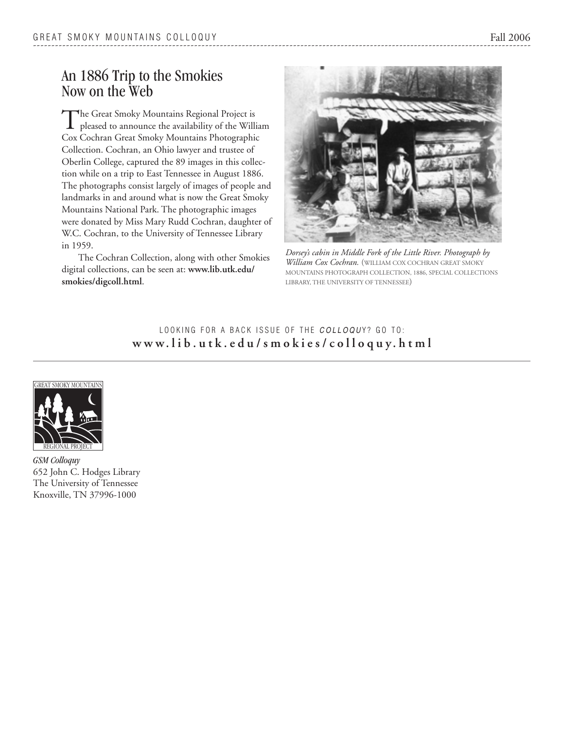# An 1886 Trip to the Smokies Now on the Web

The Great Smoky Mountains Regional Project is pleased to announce the availability of the William Cox Cochran Great Smoky Mountains Photographic Collection. Cochran, an Ohio lawyer and trustee of Oberlin College, captured the 89 images in this collection while on a trip to East Tennessee in August 1886. The photographs consist largely of images of people and landmarks in and around what is now the Great Smoky Mountains National Park. The photographic images were donated by Miss Mary Rudd Cochran, daughter of W.C. Cochran, to the University of Tennessee Library in 1959.

The Cochran Collection, along with other Smokies digital collections, can be seen at: **www.lib.utk.edu/smokies/digcoll.html**.

*Dorsey's cabin in Middle Fork of the Little River. Photograph by William Cox Cochran.* (WILLIAM COX COCHRAN GREAT SMOKY MOUNTAINS PHOTOGRAPH COLLECTION, 1886, SPECIAL COLLECTIONS LIBRARY, THE UNIVERSITY OF TENNESSEE)

LOOKING FOR A BACK ISSUE OF THE *COLLOQUY*? GO TO:
**www.lib.utk.edu/smokies/colloquy.html**

GREAT SMOKY MOUNTAINS REGIONAL PROJECT

*GSM Colloquy*
652 John C. Hodges Library
The University of Tennessee
Knoxville, TN 37996-1000